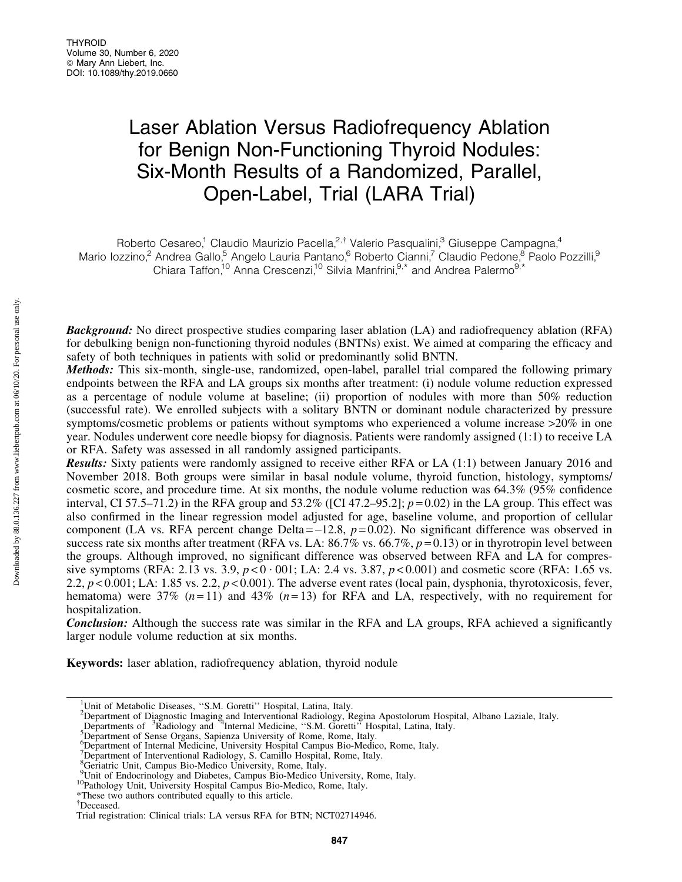# Laser Ablation Versus Radiofrequency Ablation for Benign Non-Functioning Thyroid Nodules: Six-Month Results of a Randomized, Parallel, Open-Label, Trial (LARA Trial)

Roberto Cesareo,[1] Claudio Maurizio Pacella,[2,†] Valerio Pasqualini,[3] Giuseppe Campagna,[4] Mario Iozzino,[2] Andrea Gallo,[5] Angelo Lauria Pantano,[6] Roberto Cianni,[7] Claudio Pedone,[8] Paolo Pozzilli,[9] Chiara Taffon,[10] Anna Crescenzi,[10] Silvia Manfrini,[9,*] and Andrea Palermo[9,*]

***Background:*** No direct prospective studies comparing laser ablation (LA) and radiofrequency ablation (RFA) for debulking benign non-functioning thyroid nodules (BNTNs) exist. We aimed at comparing the efficacy and safety of both techniques in patients with solid or predominantly solid BNTN.

***Methods:*** This six-month, single-use, randomized, open-label, parallel trial compared the following primary endpoints between the RFA and LA groups six months after treatment: (i) nodule volume reduction expressed as a percentage of nodule volume at baseline; (ii) proportion of nodules with more than 50% reduction (successful rate). We enrolled subjects with a solitary BNTN or dominant nodule characterized by pressure symptoms/cosmetic problems or patients without symptoms who experienced a volume increase >20% in one year. Nodules underwent core needle biopsy for diagnosis. Patients were randomly assigned (1:1) to receive LA or RFA. Safety was assessed in all randomly assigned participants.

***Results:*** Sixty patients were randomly assigned to receive either RFA or LA (1:1) between January 2016 and November 2018. Both groups were similar in basal nodule volume, thyroid function, histology, symptoms/cosmetic score, and procedure time. At six months, the nodule volume reduction was 64.3% (95% confidence interval, CI 57.5–71.2) in the RFA group and 53.2% ([CI 47.2–95.2]; $p = 0.02$) in the LA group. This effect was also confirmed in the linear regression model adjusted for age, baseline volume, and proportion of cellular component (LA vs. RFA percent change Delta $= -12.8$, $p = 0.02$). No significant difference was observed in success rate six months after treatment (RFA vs. LA: 86.7% vs. 66.7%, $p = 0.13$) or in thyrotropin level between the groups. Although improved, no significant difference was observed between RFA and LA for compressive symptoms (RFA: 2.13 vs. 3.9, $p < 0 \cdot 001$; LA: 2.4 vs. 3.87, $p < 0.001$) and cosmetic score (RFA: 1.65 vs. 2.2, $p < 0.001$; LA: 1.85 vs. 2.2, $p < 0.001$). The adverse event rates (local pain, dysphonia, thyrotoxicosis, fever, hematoma) were 37% ($n = 11$) and 43% ($n = 13$) for RFA and LA, respectively, with no requirement for hospitalization.

***Conclusion:*** Although the success rate was similar in the RFA and LA groups, RFA achieved a significantly larger nodule volume reduction at six months.

**Keywords:** laser ablation, radiofrequency ablation, thyroid nodule

---

[1]Unit of Metabolic Diseases, ''S.M. Goretti'' Hospital, Latina, Italy.
[2]Department of Diagnostic Imaging and Interventional Radiology, Regina Apostolorum Hospital, Albano Laziale, Italy.
Departments of [3]Radiology and [4]Internal Medicine, ''S.M. Goretti'' Hospital, Latina, Italy.
[5]Department of Sense Organs, Sapienza University of Rome, Rome, Italy.
[6]Department of Internal Medicine, University Hospital Campus Bio-Medico, Rome, Italy.
[7]Department of Interventional Radiology, S. Camillo Hospital, Rome, Italy.
[8]Geriatric Unit, Campus Bio-Medico University, Rome, Italy.
[9]Unit of Endocrinology and Diabetes, Campus Bio-Medico University, Rome, Italy.
[10]Pathology Unit, University Hospital Campus Bio-Medico, Rome, Italy.
*These two authors contributed equally to this article.
†Deceased.
Trial registration: Clinical trials: LA versus RFA for BTN; NCT02714946.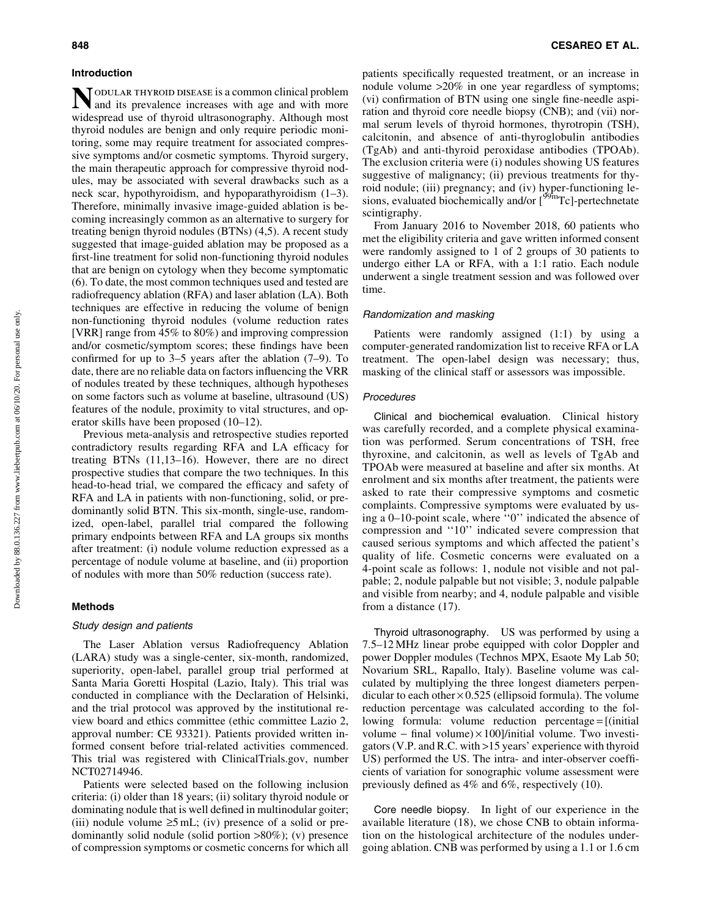## Introduction

NODULAR THYROID DISEASE is a common clinical problem and its prevalence increases with age and with more widespread use of thyroid ultrasonography. Although most thyroid nodules are benign and only require periodic monitoring, some may require treatment for associated compressive symptoms and/or cosmetic symptoms. Thyroid surgery, the main therapeutic approach for compressive thyroid nodules, may be associated with several drawbacks such as a neck scar, hypothyroidism, and hypoparathyroidism (1–3). Therefore, minimally invasive image-guided ablation is becoming increasingly common as an alternative to surgery for treating benign thyroid nodules (BTNs) (4,5). A recent study suggested that image-guided ablation may be proposed as a first-line treatment for solid non-functioning thyroid nodules that are benign on cytology when they become symptomatic (6). To date, the most common techniques used and tested are radiofrequency ablation (RFA) and laser ablation (LA). Both techniques are effective in reducing the volume of benign non-functioning thyroid nodules (volume reduction rates [VRR] range from 45% to 80%) and improving compression and/or cosmetic/symptom scores; these findings have been confirmed for up to 3–5 years after the ablation (7–9). To date, there are no reliable data on factors influencing the VRR of nodules treated by these techniques, although hypotheses on some factors such as volume at baseline, ultrasound (US) features of the nodule, proximity to vital structures, and operator skills have been proposed (10–12).

Previous meta-analysis and retrospective studies reported contradictory results regarding RFA and LA efficacy for treating BTNs (11,13–16). However, there are no direct prospective studies that compare the two techniques. In this head-to-head trial, we compared the efficacy and safety of RFA and LA in patients with non-functioning, solid, or predominantly solid BTN. This six-month, single-use, randomized, open-label, parallel trial compared the following primary endpoints between RFA and LA groups six months after treatment: (i) nodule volume reduction expressed as a percentage of nodule volume at baseline, and (ii) proportion of nodules with more than 50% reduction (success rate).

## Methods

### Study design and patients

The Laser Ablation versus Radiofrequency Ablation (LARA) study was a single-center, six-month, randomized, superiority, open-label, parallel group trial performed at Santa Maria Goretti Hospital (Lazio, Italy). This trial was conducted in compliance with the Declaration of Helsinki, and the trial protocol was approved by the institutional review board and ethics committee (ethic committee Lazio 2, approval number: CE 93321). Patients provided written informed consent before trial-related activities commenced. This trial was registered with ClinicalTrials.gov, number NCT02714946.

Patients were selected based on the following inclusion criteria: (i) older than 18 years; (ii) solitary thyroid nodule or dominating nodule that is well defined in multinodular goiter; (iii) nodule volume ≥5 mL; (iv) presence of a solid or predominantly solid nodule (solid portion >80%); (v) presence of compression symptoms or cosmetic concerns for which all patients specifically requested treatment, or an increase in nodule volume >20% in one year regardless of symptoms; (vi) confirmation of BTN using one single fine-needle aspiration and thyroid core needle biopsy (CNB); and (vii) normal serum levels of thyroid hormones, thyrotropin (TSH), calcitonin, and absence of anti-thyroglobulin antibodies (TgAb) and anti-thyroid peroxidase antibodies (TPOAb). The exclusion criteria were (i) nodules showing US features suggestive of malignancy; (ii) previous treatments for thyroid nodule; (iii) pregnancy; and (iv) hyper-functioning lesions, evaluated biochemically and/or [$^{99m}$Tc]-pertechnetate scintigraphy.

From January 2016 to November 2018, 60 patients who met the eligibility criteria and gave written informed consent were randomly assigned to 1 of 2 groups of 30 patients to undergo either LA or RFA, with a 1:1 ratio. Each nodule underwent a single treatment session and was followed over time.

### Randomization and masking

Patients were randomly assigned (1:1) by using a computer-generated randomization list to receive RFA or LA treatment. The open-label design was necessary; thus, masking of the clinical staff or assessors was impossible.

### Procedures

**Clinical and biochemical evaluation.** Clinical history was carefully recorded, and a complete physical examination was performed. Serum concentrations of TSH, free thyroxine, and calcitonin, as well as levels of TgAb and TPOAb were measured at baseline and after six months. At enrolment and six months after treatment, the patients were asked to rate their compressive symptoms and cosmetic complaints. Compressive symptoms were evaluated by using a 0–10-point scale, where "0" indicated the absence of compression and "10" indicated severe compression that caused serious symptoms and which affected the patient's quality of life. Cosmetic concerns were evaluated on a 4-point scale as follows: 1, nodule not visible and not palpable; 2, nodule palpable but not visible; 3, nodule palpable and visible from nearby; and 4, nodule palpable and visible from a distance (17).

**Thyroid ultrasonography.** US was performed by using a 7.5–12 MHz linear probe equipped with color Doppler and power Doppler modules (Technos MPX, Esaote My Lab 50; Novarium SRL, Rapallo, Italy). Baseline volume was calculated by multiplying the three longest diameters perpendicular to each other × 0.525 (ellipsoid formula). The volume reduction percentage was calculated according to the following formula: volume reduction percentage = [(initial volume − final volume) × 100]/initial volume. Two investigators (V.P. and R.C. with >15 years' experience with thyroid US) performed the US. The intra- and inter-observer coefficients of variation for sonographic volume assessment were previously defined as 4% and 6%, respectively (10).

**Core needle biopsy.** In light of our experience in the available literature (18), we chose CNB to obtain information on the histological architecture of the nodules undergoing ablation. CNB was performed by using a 1.1 or 1.6 cm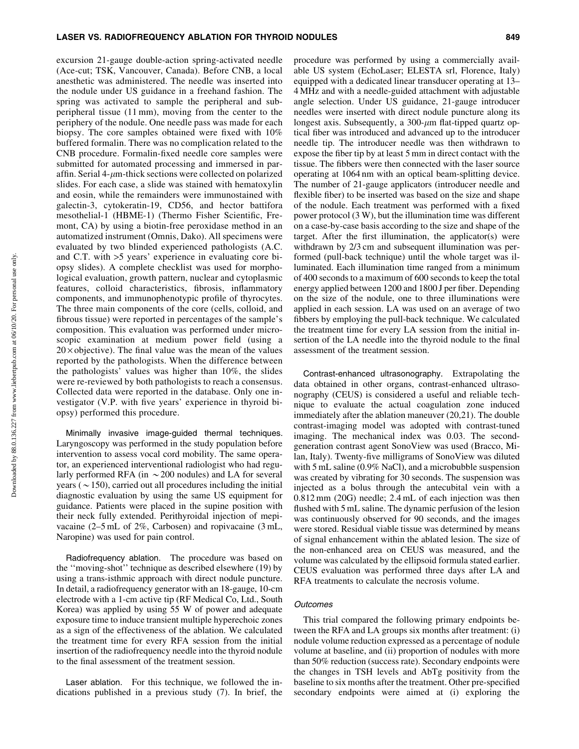excursion 21-gauge double-action spring-activated needle (Ace-cut; TSK, Vancouver, Canada). Before CNB, a local anesthetic was administered. The needle was inserted into the nodule under US guidance in a freehand fashion. The spring was activated to sample the peripheral and sub-peripheral tissue (11 mm), moving from the center to the periphery of the nodule. One needle pass was made for each biopsy. The core samples obtained were fixed with 10% buffered formalin. There was no complication related to the CNB procedure. Formalin-fixed needle core samples were submitted for automated processing and immersed in paraffin. Serial 4-$\mu$m-thick sections were collected on polarized slides. For each case, a slide was stained with hematoxylin and eosin, while the remainders were immunostained with galectin-3, cytokeratin-19, CD56, and hector battifora mesothelial-1 (HBME-1) (Thermo Fisher Scientific, Fremont, CA) by using a biotin-free peroxidase method in an automatized instrument (Omnis, Dako). All specimens were evaluated by two blinded experienced pathologists (A.C. and C.T. with >5 years' experience in evaluating core biopsy slides). A complete checklist was used for morphological evaluation, growth pattern, nuclear and cytoplasmic features, colloid characteristics, fibrosis, inflammatory components, and immunophenotypic profile of thyrocytes. The three main components of the core (cells, colloid, and fibrous tissue) were reported in percentages of the sample's composition. This evaluation was performed under microscopic examination at medium power field (using a $20\times$objective). The final value was the mean of the values reported by the pathologists. When the difference between the pathologists' values was higher than 10%, the slides were re-reviewed by both pathologists to reach a consensus. Collected data were reported in the database. Only one investigator (V.P. with five years' experience in thyroid biopsy) performed this procedure.

Minimally invasive image-guided thermal techniques. Laryngoscopy was performed in the study population before intervention to assess vocal cord mobility. The same operator, an experienced interventional radiologist who had regularly performed RFA (in $\sim$200 nodules) and LA for several years ($\sim$150), carried out all procedures including the initial diagnostic evaluation by using the same US equipment for guidance. Patients were placed in the supine position with their neck fully extended. Perithyroidal injection of mepivacaine (2–5 mL of 2%, Carbosen) and ropivacaine (3 mL, Naropine) was used for pain control.

Radiofrequency ablation. The procedure was based on the ''moving-shot'' technique as described elsewhere (19) by using a trans-isthmic approach with direct nodule puncture. In detail, a radiofrequency generator with an 18-gauge, 10-cm electrode with a 1-cm active tip (RF Medical Co, Ltd., South Korea) was applied by using 55 W of power and adequate exposure time to induce transient multiple hyperechoic zones as a sign of the effectiveness of the ablation. We calculated the treatment time for every RFA session from the initial insertion of the radiofrequency needle into the thyroid nodule to the final assessment of the treatment session.

Laser ablation. For this technique, we followed the indications published in a previous study (7). In brief, the procedure was performed by using a commercially available US system (EchoLaser; ELESTA srl, Florence, Italy) equipped with a dedicated linear transducer operating at 13–4 MHz and with a needle-guided attachment with adjustable angle selection. Under US guidance, 21-gauge introducer needles were inserted with direct nodule puncture along its longest axis. Subsequently, a 300-$\mu$m flat-tipped quartz optical fiber was introduced and advanced up to the introducer needle tip. The introducer needle was then withdrawn to expose the fiber tip by at least 5 mm in direct contact with the tissue. The fibbers were then connected with the laser source operating at 1064 nm with an optical beam-splitting device. The number of 21-gauge applicators (introducer needle and flexible fiber) to be inserted was based on the size and shape of the nodule. Each treatment was performed with a fixed power protocol (3 W), but the illumination time was different on a case-by-case basis according to the size and shape of the target. After the first illumination, the applicator(s) were withdrawn by 2/3 cm and subsequent illumination was performed (pull-back technique) until the whole target was illuminated. Each illumination time ranged from a minimum of 400 seconds to a maximum of 600 seconds to keep the total energy applied between 1200 and 1800 J per fiber. Depending on the size of the nodule, one to three illuminations were applied in each session. LA was used on an average of two fibbers by employing the pull-back technique. We calculated the treatment time for every LA session from the initial insertion of the LA needle into the thyroid nodule to the final assessment of the treatment session.

Contrast-enhanced ultrasonography. Extrapolating the data obtained in other organs, contrast-enhanced ultrasonography (CEUS) is considered a useful and reliable technique to evaluate the actual coagulation zone induced immediately after the ablation maneuver (20,21). The double contrast-imaging model was adopted with contrast-tuned imaging. The mechanical index was 0.03. The second-generation contrast agent SonoView was used (Bracco, Milan, Italy). Twenty-five milligrams of SonoView was diluted with 5 mL saline (0.9% NaCl), and a microbubble suspension was created by vibrating for 30 seconds. The suspension was injected as a bolus through the antecubital vein with a 0.812 mm (20G) needle; 2.4 mL of each injection was then flushed with 5 mL saline. The dynamic perfusion of the lesion was continuously observed for 90 seconds, and the images were stored. Residual viable tissue was determined by means of signal enhancement within the ablated lesion. The size of the non-enhanced area on CEUS was measured, and the volume was calculated by the ellipsoid formula stated earlier. CEUS evaluation was performed three days after LA and RFA treatments to calculate the necrosis volume.

### *Outcomes*

This trial compared the following primary endpoints between the RFA and LA groups six months after treatment: (i) nodule volume reduction expressed as a percentage of nodule volume at baseline, and (ii) proportion of nodules with more than 50% reduction (success rate). Secondary endpoints were the changes in TSH levels and AbTg positivity from the baseline to six months after the treatment. Other pre-specified secondary endpoints were aimed at (i) exploring the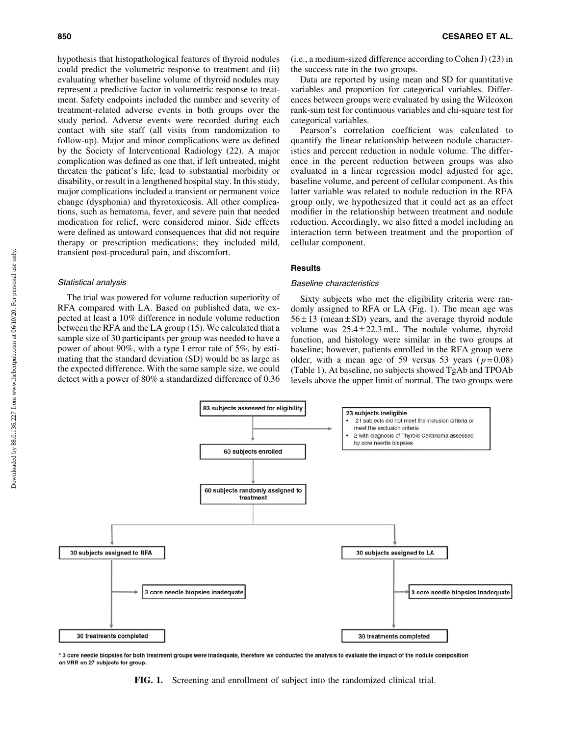hypothesis that histopathological features of thyroid nodules could predict the volumetric response to treatment and (ii) evaluating whether baseline volume of thyroid nodules may represent a predictive factor in volumetric response to treatment. Safety endpoints included the number and severity of treatment-related adverse events in both groups over the study period. Adverse events were recorded during each contact with site staff (all visits from randomization to follow-up). Major and minor complications were as defined by the Society of Interventional Radiology (22). A major complication was defined as one that, if left untreated, might threaten the patient's life, lead to substantial morbidity or disability, or result in a lengthened hospital stay. In this study, major complications included a transient or permanent voice change (dysphonia) and thyrotoxicosis. All other complications, such as hematoma, fever, and severe pain that needed medication for relief, were considered minor. Side effects were defined as untoward consequences that did not require therapy or prescription medications; they included mild, transient post-procedural pain, and discomfort.

### *Statistical analysis*

The trial was powered for volume reduction superiority of RFA compared with LA. Based on published data, we expected at least a 10% difference in nodule volume reduction between the RFA and the LA group (15). We calculated that a sample size of 30 participants per group was needed to have a power of about 90%, with a type I error rate of 5%, by estimating that the standard deviation (SD) would be as large as the expected difference. With the same sample size, we could detect with a power of 80% a standardized difference of 0.36 (i.e., a medium-sized difference according to Cohen J) (23) in the success rate in the two groups.

Data are reported by using mean and SD for quantitative variables and proportion for categorical variables. Differences between groups were evaluated by using the Wilcoxon rank-sum test for continuous variables and chi-square test for categorical variables.

Pearson's correlation coefficient was calculated to quantify the linear relationship between nodule characteristics and percent reduction in nodule volume. The difference in the percent reduction between groups was also evaluated in a linear regression model adjusted for age, baseline volume, and percent of cellular component. As this latter variable was related to nodule reduction in the RFA group only, we hypothesized that it could act as an effect modifier in the relationship between treatment and nodule reduction. Accordingly, we also fitted a model including an interaction term between treatment and the proportion of cellular component.

## Results

### *Baseline characteristics*

Sixty subjects who met the eligibility criteria were randomly assigned to RFA or LA (Fig. 1). The mean age was $56 \pm 13$ (mean $\pm$ SD) years, and the average thyroid nodule volume was $25.4 \pm 22.3$ mL. The nodule volume, thyroid function, and histology were similar in the two groups at baseline; however, patients enrolled in the RFA group were older, with a mean age of 59 versus 53 years ($p = 0.08$) (Table 1). At baseline, no subjects showed TgAb and TPOAb levels above the upper limit of normal. The two groups were

83 subjects assessed for eligibility

23 subjects ineligible
- 21 subjects did not meet the inclusion criteria or meet the exclusion criteria
- 2 with diagnosis of Thyroid Carcinoma assessed by core needle biopsies

60 subjects enrolled

60 subjects randomly assigned to treatment

30 subjects assigned to RFA → 3 core needle biopsies inadequate → 30 treatments completed

30 subjects assigned to LA → 3 core needle biopsies inadequate → 30 treatments completed

\* 3 core needle biopsies for both treatment groups were inadequate, therefore we conducted the analysis to evaluate the impact of the nodule composition on VRR on 27 subjects for group.

**FIG. 1.** Screening and enrollment of subject into the randomized clinical trial.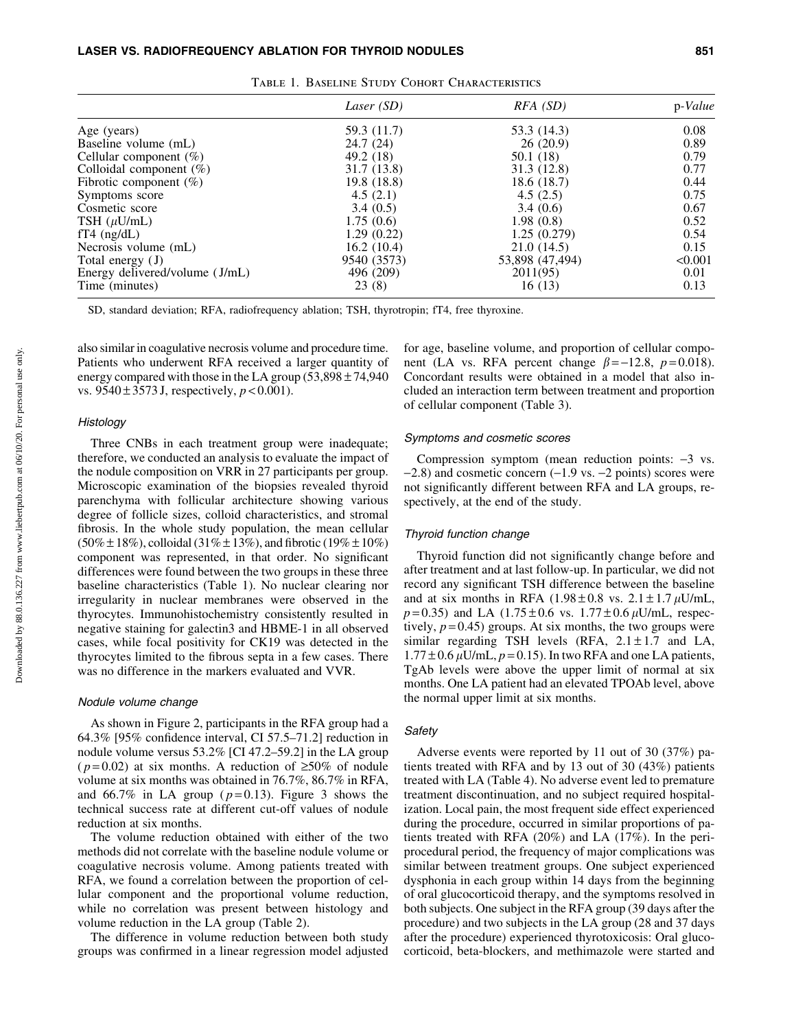Table 1. Baseline Study Cohort Characteristics

| | *Laser (SD)* | *RFA (SD)* | p-*Value* |
|---|---|---|---|
| Age (years) | 59.3 (11.7) | 53.3 (14.3) | 0.08 |
| Baseline volume (mL) | 24.7 (24) | 26 (20.9) | 0.89 |
| Cellular component (%) | 49.2 (18) | 50.1 (18) | 0.79 |
| Colloidal component (%) | 31.7 (13.8) | 31.3 (12.8) | 0.77 |
| Fibrotic component (%) | 19.8 (18.8) | 18.6 (18.7) | 0.44 |
| Symptoms score | 4.5 (2.1) | 4.5 (2.5) | 0.75 |
| Cosmetic score | 3.4 (0.5) | 3.4 (0.6) | 0.67 |
| TSH ($\mu$U/mL) | 1.75 (0.6) | 1.98 (0.8) | 0.52 |
| fT4 (ng/dL) | 1.29 (0.22) | 1.25 (0.279) | 0.54 |
| Necrosis volume (mL) | 16.2 (10.4) | 21.0 (14.5) | 0.15 |
| Total energy (J) | 9540 (3573) | 53,898 (47,494) | <0.001 |
| Energy delivered/volume (J/mL) | 496 (209) | 2011(95) | 0.01 |
| Time (minutes) | 23 (8) | 16 (13) | 0.13 |

SD, standard deviation; RFA, radiofrequency ablation; TSH, thyrotropin; fT4, free thyroxine.

also similar in coagulative necrosis volume and procedure time. Patients who underwent RFA received a larger quantity of energy compared with those in the LA group (53,898 ± 74,940 vs. 9540 ± 3573 J, respectively, $p < 0.001$).

### Histology

Three CNBs in each treatment group were inadequate; therefore, we conducted an analysis to evaluate the impact of the nodule composition on VRR in 27 participants per group. Microscopic examination of the biopsies revealed thyroid parenchyma with follicular architecture showing various degree of follicle sizes, colloid characteristics, and stromal fibrosis. In the whole study population, the mean cellular (50% ± 18%), colloidal (31% ± 13%), and fibrotic (19% ± 10%) component was represented, in that order. No significant differences were found between the two groups in these three baseline characteristics (Table 1). No nuclear clearing nor irregularity in nuclear membranes were observed in the thyrocytes. Immunohistochemistry consistently resulted in negative staining for galectin3 and HBME-1 in all observed cases, while focal positivity for CK19 was detected in the thyrocytes limited to the fibrous septa in a few cases. There was no difference in the markers evaluated and VVR.

### Nodule volume change

As shown in Figure 2, participants in the RFA group had a 64.3% [95% confidence interval, CI 57.5–71.2] reduction in nodule volume versus 53.2% [CI 47.2–59.2] in the LA group ($p = 0.02$) at six months. A reduction of ≥50% of nodule volume at six months was obtained in 76.7%, 86.7% in RFA, and 66.7% in LA group ($p = 0.13$). Figure 3 shows the technical success rate at different cut-off values of nodule reduction at six months.

The volume reduction obtained with either of the two methods did not correlate with the baseline nodule volume or coagulative necrosis volume. Among patients treated with RFA, we found a correlation between the proportion of cellular component and the proportional volume reduction, while no correlation was present between histology and volume reduction in the LA group (Table 2).

The difference in volume reduction between both study groups was confirmed in a linear regression model adjusted for age, baseline volume, and proportion of cellular component (LA vs. RFA percent change $\beta = -12.8$, $p = 0.018$). Concordant results were obtained in a model that also included an interaction term between treatment and proportion of cellular component (Table 3).

### Symptoms and cosmetic scores

Compression symptom (mean reduction points: −3 vs. −2.8) and cosmetic concern (−1.9 vs. −2 points) scores were not significantly different between RFA and LA groups, respectively, at the end of the study.

### Thyroid function change

Thyroid function did not significantly change before and after treatment and at last follow-up. In particular, we did not record any significant TSH difference between the baseline and at six months in RFA (1.98 ± 0.8 vs. 2.1 ± 1.7 $\mu$U/mL, $p = 0.35$) and LA (1.75 ± 0.6 vs. 1.77 ± 0.6 $\mu$U/mL, respectively, $p = 0.45$) groups. At six months, the two groups were similar regarding TSH levels (RFA, 2.1 ± 1.7 and LA, 1.77 ± 0.6 $\mu$U/mL, $p = 0.15$). In two RFA and one LA patients, TgAb levels were above the upper limit of normal at six months. One LA patient had an elevated TPOAb level, above the normal upper limit at six months.

### Safety

Adverse events were reported by 11 out of 30 (37%) patients treated with RFA and by 13 out of 30 (43%) patients treated with LA (Table 4). No adverse event led to premature treatment discontinuation, and no subject required hospitalization. Local pain, the most frequent side effect experienced during the procedure, occurred in similar proportions of patients treated with RFA (20%) and LA (17%). In the periprocedural period, the frequency of major complications was similar between treatment groups. One subject experienced dysphonia in each group within 14 days from the beginning of oral glucocorticoid therapy, and the symptoms resolved in both subjects. One subject in the RFA group (39 days after the procedure) and two subjects in the LA group (28 and 37 days after the procedure) experienced thyrotoxicosis: Oral glucocorticoid, beta-blockers, and methimazole were started and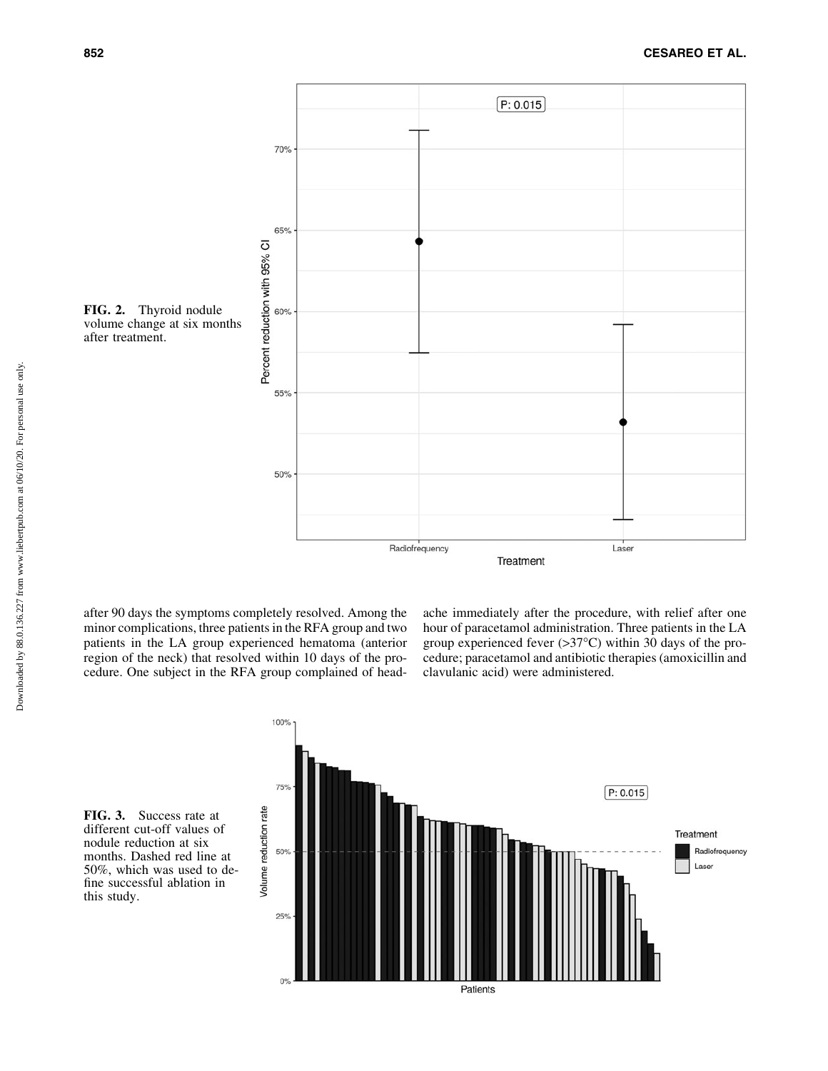**FIG. 2.** Thyroid nodule volume change at six months after treatment.

after 90 days the symptoms completely resolved. Among the minor complications, three patients in the RFA group and two patients in the LA group experienced hematoma (anterior region of the neck) that resolved within 10 days of the procedure. One subject in the RFA group complained of headache immediately after the procedure, with relief after one hour of paracetamol administration. Three patients in the LA group experienced fever (>37°C) within 30 days of the procedure; paracetamol and antibiotic therapies (amoxicillin and clavulanic acid) were administered.

**FIG. 3.** Success rate at different cut-off values of nodule reduction at six months. Dashed red line at 50%, which was used to define successful ablation in this study.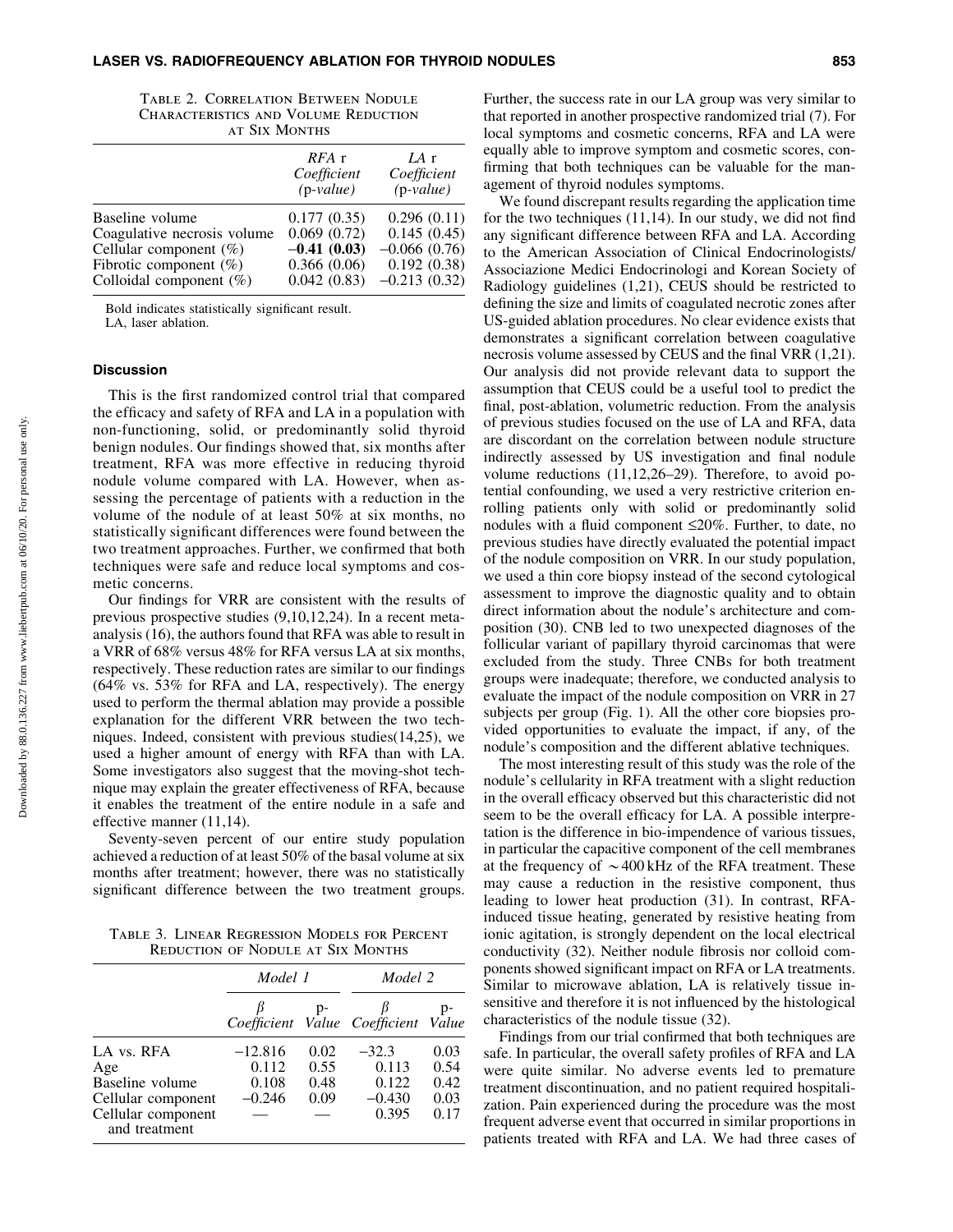Table 2. Correlation Between Nodule Characteristics and Volume Reduction at Six Months

| | *RFA* r *Coefficient* (p*-value*) | *LA* r *Coefficient* (p*-value*) |
|---|---|---|
| Baseline volume | 0.177 (0.35) | 0.296 (0.11) |
| Coagulative necrosis volume | 0.069 (0.72) | 0.145 (0.45) |
| Cellular component (%) | **−0.41 (0.03)** | −0.066 (0.76) |
| Fibrotic component (%) | 0.366 (0.06) | 0.192 (0.38) |
| Colloidal component (%) | 0.042 (0.83) | −0.213 (0.32) |

Bold indicates statistically significant result.
LA, laser ablation.

### Discussion

This is the first randomized control trial that compared the efficacy and safety of RFA and LA in a population with non-functioning, solid, or predominantly solid thyroid benign nodules. Our findings showed that, six months after treatment, RFA was more effective in reducing thyroid nodule volume compared with LA. However, when assessing the percentage of patients with a reduction in the volume of the nodule of at least 50% at six months, no statistically significant differences were found between the two treatment approaches. Further, we confirmed that both techniques were safe and reduce local symptoms and cosmetic concerns.

Our findings for VRR are consistent with the results of previous prospective studies (9,10,12,24). In a recent meta-analysis (16), the authors found that RFA was able to result in a VRR of 68% versus 48% for RFA versus LA at six months, respectively. These reduction rates are similar to our findings (64% vs. 53% for RFA and LA, respectively). The energy used to perform the thermal ablation may provide a possible explanation for the different VRR between the two techniques. Indeed, consistent with previous studies(14,25), we used a higher amount of energy with RFA than with LA. Some investigators also suggest that the moving-shot technique may explain the greater effectiveness of RFA, because it enables the treatment of the entire nodule in a safe and effective manner (11,14).

Seventy-seven percent of our entire study population achieved a reduction of at least 50% of the basal volume at six months after treatment; however, there was no statistically significant difference between the two treatment groups.

Table 3. Linear Regression Models for Percent Reduction of Nodule at Six Months

| | *Model 1* | | *Model 2* | |
|---|---|---|---|---|
| | *β Coefficient* | *p-Value* | *β Coefficient* | *p-Value* |
| LA vs. RFA | −12.816 | 0.02 | −32.3 | 0.03 |
| Age | 0.112 | 0.55 | 0.113 | 0.54 |
| Baseline volume | 0.108 | 0.48 | 0.122 | 0.42 |
| Cellular component | −0.246 | 0.09 | −0.430 | 0.03 |
| Cellular component and treatment | — | — | 0.395 | 0.17 |

Further, the success rate in our LA group was very similar to that reported in another prospective randomized trial (7). For local symptoms and cosmetic concerns, RFA and LA were equally able to improve symptom and cosmetic scores, confirming that both techniques can be valuable for the management of thyroid nodules symptoms.

We found discrepant results regarding the application time for the two techniques (11,14). In our study, we did not find any significant difference between RFA and LA. According to the American Association of Clinical Endocrinologists/Associazione Medici Endocrinologi and Korean Society of Radiology guidelines (1,21), CEUS should be restricted to defining the size and limits of coagulated necrotic zones after US-guided ablation procedures. No clear evidence exists that demonstrates a significant correlation between coagulative necrosis volume assessed by CEUS and the final VRR (1,21). Our analysis did not provide relevant data to support the assumption that CEUS could be a useful tool to predict the final, post-ablation, volumetric reduction. From the analysis of previous studies focused on the use of LA and RFA, data are discordant on the correlation between nodule structure indirectly assessed by US investigation and final nodule volume reductions (11,12,26–29). Therefore, to avoid potential confounding, we used a very restrictive criterion enrolling patients only with solid or predominantly solid nodules with a fluid component ≤20%. Further, to date, no previous studies have directly evaluated the potential impact of the nodule composition on VRR. In our study population, we used a thin core biopsy instead of the second cytological assessment to improve the diagnostic quality and to obtain direct information about the nodule's architecture and composition (30). CNB led to two unexpected diagnoses of the follicular variant of papillary thyroid carcinomas that were excluded from the study. Three CNBs for both treatment groups were inadequate; therefore, we conducted analysis to evaluate the impact of the nodule composition on VRR in 27 subjects per group (Fig. 1). All the other core biopsies provided opportunities to evaluate the impact, if any, of the nodule's composition and the different ablative techniques.

The most interesting result of this study was the role of the nodule's cellularity in RFA treatment with a slight reduction in the overall efficacy observed but this characteristic did not seem to be the overall efficacy for LA. A possible interpretation is the difference in bio-impendence of various tissues, in particular the capacitive component of the cell membranes at the frequency of ∼400 kHz of the RFA treatment. These may cause a reduction in the resistive component, thus leading to lower heat production (31). In contrast, RFA-induced tissue heating, generated by resistive heating from ionic agitation, is strongly dependent on the local electrical conductivity (32). Neither nodule fibrosis nor colloid components showed significant impact on RFA or LA treatments. Similar to microwave ablation, LA is relatively tissue insensitive and therefore it is not influenced by the histological characteristics of the nodule tissue (32).

Findings from our trial confirmed that both techniques are safe. In particular, the overall safety profiles of RFA and LA were quite similar. No adverse events led to premature treatment discontinuation, and no patient required hospitalization. Pain experienced during the procedure was the most frequent adverse event that occurred in similar proportions in patients treated with RFA and LA. We had three cases of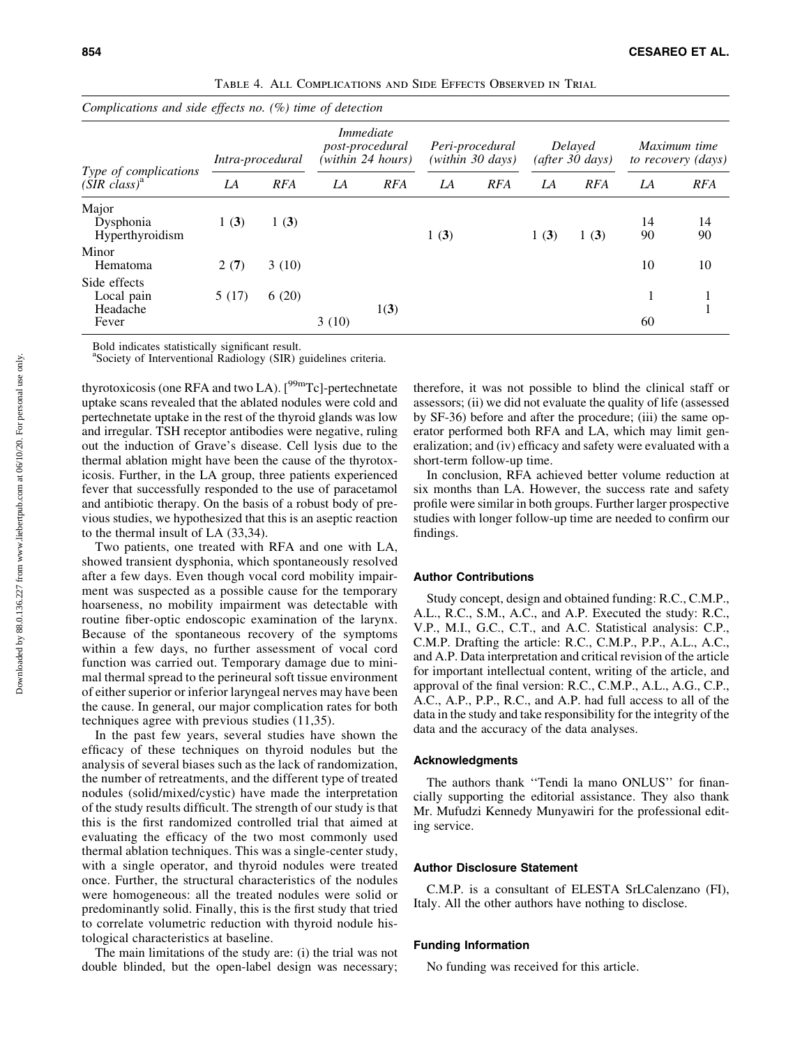Table 4. All Complications and Side Effects Observed in Trial

*Complications and side effects no. (%) time of detection*

| Type of complications (SIR class)[a] | Intra-procedural | | Immediate post-procedural (within 24 hours) | | Peri-procedural (within 30 days) | | Delayed (after 30 days) | | Maximum time to recovery (days) | |
|---|---|---|---|---|---|---|---|---|---|---|
| | LA | RFA | LA | RFA | LA | RFA | LA | RFA | LA | RFA |
| Major | | | | | | | | | | |
| Dysphonia | 1 (**3**) | 1 (**3**) | | | | | | | 14 | 14 |
| Hyperthyroidism | | | | | 1 (**3**) | | 1 (**3**) | 1 (**3**) | 90 | 90 |
| Minor | | | | | | | | | | |
| Hematoma | 2 (**7**) | 3 (10) | | | | | | | 10 | 10 |
| Side effects | | | | | | | | | | |
| Local pain | 5 (17) | 6 (20) | | | | | | | 1 | 1 |
| Headache | | | | 1(**3**) | | | | | | 1 |
| Fever | | | 3 (10) | | | | | | 60 | |

Bold indicates statistically significant result.
[a]Society of Interventional Radiology (SIR) guidelines criteria.

thyrotoxicosis (one RFA and two LA). [$^{99m}$Tc]-pertechnetate uptake scans revealed that the ablated nodules were cold and pertechnetate uptake in the rest of the thyroid glands was low and irregular. TSH receptor antibodies were negative, ruling out the induction of Grave's disease. Cell lysis due to the thermal ablation might have been the cause of the thyrotoxicosis. Further, in the LA group, three patients experienced fever that successfully responded to the use of paracetamol and antibiotic therapy. On the basis of a robust body of previous studies, we hypothesized that this is an aseptic reaction to the thermal insult of LA (33,34).

Two patients, one treated with RFA and one with LA, showed transient dysphonia, which spontaneously resolved after a few days. Even though vocal cord mobility impairment was suspected as a possible cause for the temporary hoarseness, no mobility impairment was detectable with routine fiber-optic endoscopic examination of the larynx. Because of the spontaneous recovery of the symptoms within a few days, no further assessment of vocal cord function was carried out. Temporary damage due to minimal thermal spread to the perineural soft tissue environment of either superior or inferior laryngeal nerves may have been the cause. In general, our major complication rates for both techniques agree with previous studies (11,35).

In the past few years, several studies have shown the efficacy of these techniques on thyroid nodules but the analysis of several biases such as the lack of randomization, the number of retreatments, and the different type of treated nodules (solid/mixed/cystic) have made the interpretation of the study results difficult. The strength of our study is that this is the first randomized controlled trial that aimed at evaluating the efficacy of the two most commonly used thermal ablation techniques. This was a single-center study, with a single operator, and thyroid nodules were treated once. Further, the structural characteristics of the nodules were homogeneous: all the treated nodules were solid or predominantly solid. Finally, this is the first study that tried to correlate volumetric reduction with thyroid nodule histological characteristics at baseline.

The main limitations of the study are: (i) the trial was not double blinded, but the open-label design was necessary; therefore, it was not possible to blind the clinical staff or assessors; (ii) we did not evaluate the quality of life (assessed by SF-36) before and after the procedure; (iii) the same operator performed both RFA and LA, which may limit generalization; and (iv) efficacy and safety were evaluated with a short-term follow-up time.

In conclusion, RFA achieved better volume reduction at six months than LA. However, the success rate and safety profile were similar in both groups. Further larger prospective studies with longer follow-up time are needed to confirm our findings.

### Author Contributions

Study concept, design and obtained funding: R.C., C.M.P., A.L., R.C., S.M., A.C., and A.P. Executed the study: R.C., V.P., M.I., G.C., C.T., and A.C. Statistical analysis: C.P., C.M.P. Drafting the article: R.C., C.M.P., P.P., A.L., A.C., and A.P. Data interpretation and critical revision of the article for important intellectual content, writing of the article, and approval of the final version: R.C., C.M.P., A.L., A.G., C.P., A.C., A.P., P.P., R.C., and A.P. had full access to all of the data in the study and take responsibility for the integrity of the data and the accuracy of the data analyses.

### Acknowledgments

The authors thank ''Tendi la mano ONLUS'' for financially supporting the editorial assistance. They also thank Mr. Mufudzi Kennedy Munyawiri for the professional editing service.

### Author Disclosure Statement

C.M.P. is a consultant of ELESTA SrLCalenzano (FI), Italy. All the other authors have nothing to disclose.

### Funding Information

No funding was received for this article.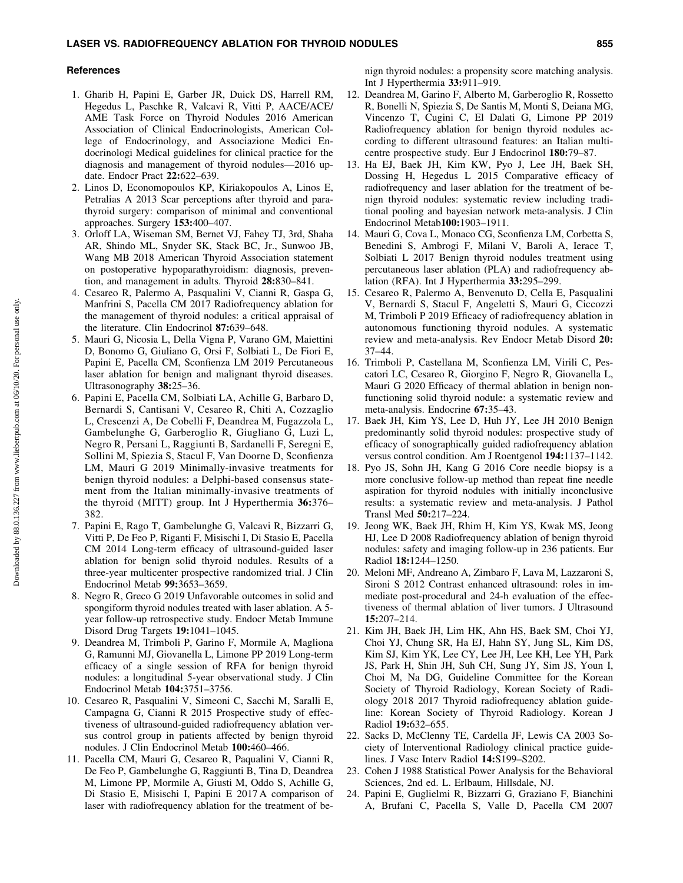### References

1. Gharib H, Papini E, Garber JR, Duick DS, Harrell RM, Hegedus L, Paschke R, Valcavi R, Vitti P, AACE/ACE/AME Task Force on Thyroid Nodules 2016 American Association of Clinical Endocrinologists, American College of Endocrinology, and Associazione Medici Endocrinologi Medical guidelines for clinical practice for the diagnosis and management of thyroid nodules—2016 update. Endocr Pract **22:**622–639.
2. Linos D, Economopoulos KP, Kiriakopoulos A, Linos E, Petralias A 2013 Scar perceptions after thyroid and parathyroid surgery: comparison of minimal and conventional approaches. Surgery **153:**400–407.
3. Orloff LA, Wiseman SM, Bernet VJ, Fahey TJ, 3rd, Shaha AR, Shindo ML, Snyder SK, Stack BC, Jr., Sunwoo JB, Wang MB 2018 American Thyroid Association statement on postoperative hypoparathyroidism: diagnosis, prevention, and management in adults. Thyroid **28:**830–841.
4. Cesareo R, Palermo A, Pasqualini V, Cianni R, Gaspa G, Manfrini S, Pacella CM 2017 Radiofrequency ablation for the management of thyroid nodules: a critical appraisal of the literature. Clin Endocrinol **87:**639–648.
5. Mauri G, Nicosia L, Della Vigna P, Varano GM, Maiettini D, Bonomo G, Giuliano G, Orsi F, Solbiati L, De Fiori E, Papini E, Pacella CM, Sconfienza LM 2019 Percutaneous laser ablation for benign and malignant thyroid diseases. Ultrasonography **38:**25–36.
6. Papini E, Pacella CM, Solbiati LA, Achille G, Barbaro D, Bernardi S, Cantisani V, Cesareo R, Chiti A, Cozzaglio L, Crescenzi A, De Cobelli F, Deandrea M, Fugazzola L, Gambelunghe G, Garberoglio R, Giugliano G, Luzi L, Negro R, Persani L, Raggiunti B, Sardanelli F, Seregni E, Sollini M, Spiezia S, Stacul F, Van Doorne D, Sconfienza LM, Mauri G 2019 Minimally-invasive treatments for benign thyroid nodules: a Delphi-based consensus statement from the Italian minimally-invasive treatments of the thyroid (MITT) group. Int J Hyperthermia **36:**376–382.
7. Papini E, Rago T, Gambelunghe G, Valcavi R, Bizzarri G, Vitti P, De Feo P, Riganti F, Misischi I, Di Stasio E, Pacella CM 2014 Long-term efficacy of ultrasound-guided laser ablation for benign solid thyroid nodules. Results of a three-year multicenter prospective randomized trial. J Clin Endocrinol Metab **99:**3653–3659.
8. Negro R, Greco G 2019 Unfavorable outcomes in solid and spongiform thyroid nodules treated with laser ablation. A 5-year follow-up retrospective study. Endocr Metab Immune Disord Drug Targets **19:**1041–1045.
9. Deandrea M, Trimboli P, Garino F, Mormile A, Magliona G, Ramunni MJ, Giovanella L, Limone PP 2019 Long-term efficacy of a single session of RFA for benign thyroid nodules: a longitudinal 5-year observational study. J Clin Endocrinol Metab **104:**3751–3756.
10. Cesareo R, Pasqualini V, Simeoni C, Sacchi M, Saralli E, Campagna G, Cianni R 2015 Prospective study of effectiveness of ultrasound-guided radiofrequency ablation versus control group in patients affected by benign thyroid nodules. J Clin Endocrinol Metab **100:**460–466.
11. Pacella CM, Mauri G, Cesareo R, Paqualini V, Cianni R, De Feo P, Gambelunghe G, Raggiunti B, Tina D, Deandrea M, Limone PP, Mormile A, Giusti M, Oddo S, Achille G, Di Stasio E, Misischi I, Papini E 2017 A comparison of laser with radiofrequency ablation for the treatment of benign thyroid nodules: a propensity score matching analysis. Int J Hyperthermia **33:**911–919.
12. Deandrea M, Garino F, Alberto M, Garberoglio R, Rossetto R, Bonelli N, Spiezia S, De Santis M, Monti S, Deiana MG, Vincenzo T, Cugini C, El Dalati G, Limone PP 2019 Radiofrequency ablation for benign thyroid nodules according to different ultrasound features: an Italian multicentre prospective study. Eur J Endocrinol **180:**79–87.
13. Ha EJ, Baek JH, Kim KW, Pyo J, Lee JH, Baek SH, Dossing H, Hegedus L 2015 Comparative efficacy of radiofrequency and laser ablation for the treatment of benign thyroid nodules: systematic review including traditional pooling and bayesian network meta-analysis. J Clin Endocrinol Metab**100:**1903–1911.
14. Mauri G, Cova L, Monaco CG, Sconfienza LM, Corbetta S, Benedini S, Ambrogi F, Milani V, Baroli A, Ierace T, Solbiati L 2017 Benign thyroid nodules treatment using percutaneous laser ablation (PLA) and radiofrequency ablation (RFA). Int J Hyperthermia **33:**295–299.
15. Cesareo R, Palermo A, Benvenuto D, Cella E, Pasqualini V, Bernardi S, Stacul F, Angeletti S, Mauri G, Ciccozzi M, Trimboli P 2019 Efficacy of radiofrequency ablation in autonomous functioning thyroid nodules. A systematic review and meta-analysis. Rev Endocr Metab Disord **20:**37–44.
16. Trimboli P, Castellana M, Sconfienza LM, Virili C, Pescatori LC, Cesareo R, Giorgino F, Negro R, Giovanella L, Mauri G 2020 Efficacy of thermal ablation in benign non-functioning solid thyroid nodule: a systematic review and meta-analysis. Endocrine **67:**35–43.
17. Baek JH, Kim YS, Lee D, Huh JY, Lee JH 2010 Benign predominantly solid thyroid nodules: prospective study of efficacy of sonographically guided radiofrequency ablation versus control condition. Am J Roentgenol **194:**1137–1142.
18. Pyo JS, Sohn JH, Kang G 2016 Core needle biopsy is a more conclusive follow-up method than repeat fine needle aspiration for thyroid nodules with initially inconclusive results: a systematic review and meta-analysis. J Pathol Transl Med **50:**217–224.
19. Jeong WK, Baek JH, Rhim H, Kim YS, Kwak MS, Jeong HJ, Lee D 2008 Radiofrequency ablation of benign thyroid nodules: safety and imaging follow-up in 236 patients. Eur Radiol **18:**1244–1250.
20. Meloni MF, Andreano A, Zimbaro F, Lava M, Lazzaroni S, Sironi S 2012 Contrast enhanced ultrasound: roles in immediate post-procedural and 24-h evaluation of the effectiveness of thermal ablation of liver tumors. J Ultrasound **15:**207–214.
21. Kim JH, Baek JH, Lim HK, Ahn HS, Baek SM, Choi YJ, Choi YJ, Chung SR, Ha EJ, Hahn SY, Jung SL, Kim DS, Kim SJ, Kim YK, Lee CY, Lee JH, Lee KH, Lee YH, Park JS, Park H, Shin JH, Suh CH, Sung JY, Sim JS, Youn I, Choi M, Na DG, Guideline Committee for the Korean Society of Thyroid Radiology, Korean Society of Radiology 2018 2017 Thyroid radiofrequency ablation guideline: Korean Society of Thyroid Radiology. Korean J Radiol **19:**632–655.
22. Sacks D, McClenny TE, Cardella JF, Lewis CA 2003 Society of Interventional Radiology clinical practice guidelines. J Vasc Interv Radiol **14:**S199–S202.
23. Cohen J 1988 Statistical Power Analysis for the Behavioral Sciences, 2nd ed. L. Erlbaum, Hillsdale, NJ.
24. Papini E, Guglielmi R, Bizzarri G, Graziano F, Bianchini A, Brufani C, Pacella S, Valle D, Pacella CM 2007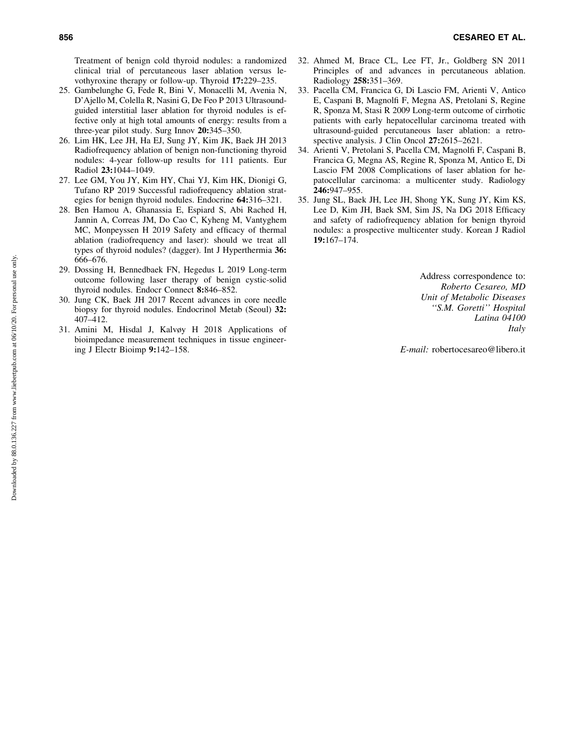Treatment of benign cold thyroid nodules: a randomized clinical trial of percutaneous laser ablation versus levothyroxine therapy or follow-up. Thyroid **17:**229–235.

25. Gambelunghe G, Fede R, Bini V, Monacelli M, Avenia N, D'Ajello M, Colella R, Nasini G, De Feo P 2013 Ultrasound-guided interstitial laser ablation for thyroid nodules is effective only at high total amounts of energy: results from a three-year pilot study. Surg Innov **20:**345–350.
26. Lim HK, Lee JH, Ha EJ, Sung JY, Kim JK, Baek JH 2013 Radiofrequency ablation of benign non-functioning thyroid nodules: 4-year follow-up results for 111 patients. Eur Radiol **23:**1044–1049.
27. Lee GM, You JY, Kim HY, Chai YJ, Kim HK, Dionigi G, Tufano RP 2019 Successful radiofrequency ablation strategies for benign thyroid nodules. Endocrine **64:**316–321.
28. Ben Hamou A, Ghanassia E, Espiard S, Abi Rached H, Jannin A, Correas JM, Do Cao C, Kyheng M, Vantyghem MC, Monpeyssen H 2019 Safety and efficacy of thermal ablation (radiofrequency and laser): should we treat all types of thyroid nodules? (dagger). Int J Hyperthermia **36:** 666–676.
29. Dossing H, Bennedbaek FN, Hegedus L 2019 Long-term outcome following laser therapy of benign cystic-solid thyroid nodules. Endocr Connect **8:**846–852.
30. Jung CK, Baek JH 2017 Recent advances in core needle biopsy for thyroid nodules. Endocrinol Metab (Seoul) **32:** 407–412.
31. Amini M, Hisdal J, Kalvøy H 2018 Applications of bioimpedance measurement techniques in tissue engineering J Electr Bioimp **9:**142–158.
32. Ahmed M, Brace CL, Lee FT, Jr., Goldberg SN 2011 Principles of and advances in percutaneous ablation. Radiology **258:**351–369.
33. Pacella CM, Francica G, Di Lascio FM, Arienti V, Antico E, Caspani B, Magnolfi F, Megna AS, Pretolani S, Regine R, Sponza M, Stasi R 2009 Long-term outcome of cirrhotic patients with early hepatocellular carcinoma treated with ultrasound-guided percutaneous laser ablation: a retrospective analysis. J Clin Oncol **27:**2615–2621.
34. Arienti V, Pretolani S, Pacella CM, Magnolfi F, Caspani B, Francica G, Megna AS, Regine R, Sponza M, Antico E, Di Lascio FM 2008 Complications of laser ablation for hepatocellular carcinoma: a multicenter study. Radiology **246:**947–955.
35. Jung SL, Baek JH, Lee JH, Shong YK, Sung JY, Kim KS, Lee D, Kim JH, Baek SM, Sim JS, Na DG 2018 Efficacy and safety of radiofrequency ablation for benign thyroid nodules: a prospective multicenter study. Korean J Radiol **19:**167–174.

Address correspondence to:
*Roberto Cesareo, MD*
*Unit of Metabolic Diseases*
*"S.M. Goretti" Hospital*
*Latina 04100*
*Italy*

*E-mail:* robertocesareo@libero.it